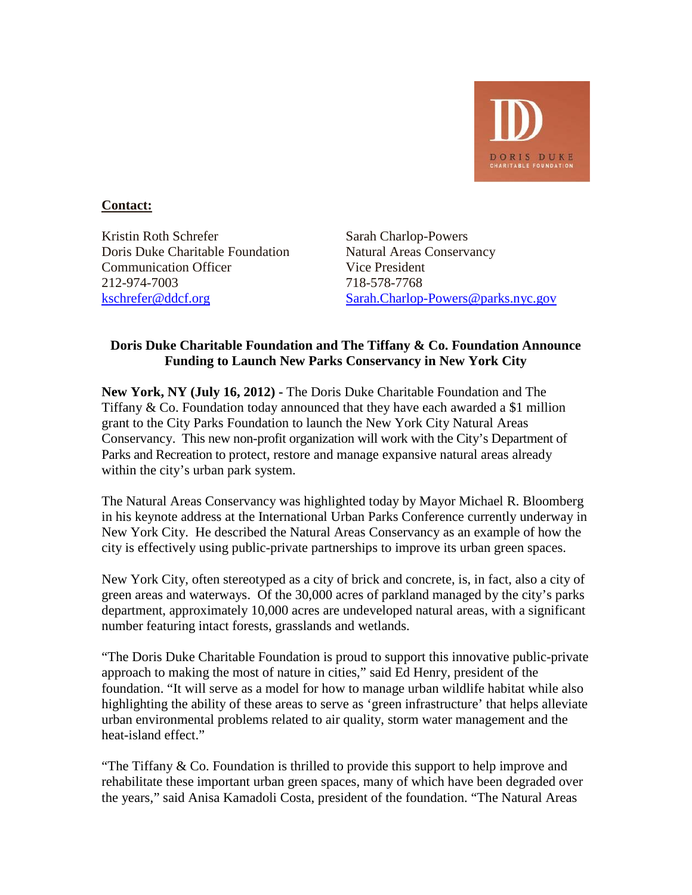**Contact:**

Kristin Roth Schrefer
Doris Duke Charitable Foundation
Communication Officer
212-974-7003
kschrefer@ddcf.org

Sarah Charlop-Powers
Natural Areas Conservancy
Vice President
718-578-7768
Sarah.Charlop-Powers@parks.nyc.gov

**Doris Duke Charitable Foundation and The Tiffany & Co. Foundation Announce Funding to Launch New Parks Conservancy in New York City**

**New York, NY (July 16, 2012) -** The Doris Duke Charitable Foundation and The Tiffany & Co. Foundation today announced that they have each awarded a $1 million grant to the City Parks Foundation to launch the New York City Natural Areas Conservancy. This new non-profit organization will work with the City's Department of Parks and Recreation to protect, restore and manage expansive natural areas already within the city's urban park system.

The Natural Areas Conservancy was highlighted today by Mayor Michael R. Bloomberg in his keynote address at the International Urban Parks Conference currently underway in New York City. He described the Natural Areas Conservancy as an example of how the city is effectively using public-private partnerships to improve its urban green spaces.

New York City, often stereotyped as a city of brick and concrete, is, in fact, also a city of green areas and waterways. Of the 30,000 acres of parkland managed by the city's parks department, approximately 10,000 acres are undeveloped natural areas, with a significant number featuring intact forests, grasslands and wetlands.

"The Doris Duke Charitable Foundation is proud to support this innovative public-private approach to making the most of nature in cities," said Ed Henry, president of the foundation. "It will serve as a model for how to manage urban wildlife habitat while also highlighting the ability of these areas to serve as 'green infrastructure' that helps alleviate urban environmental problems related to air quality, storm water management and the heat-island effect."

"The Tiffany & Co. Foundation is thrilled to provide this support to help improve and rehabilitate these important urban green spaces, many of which have been degraded over the years," said Anisa Kamadoli Costa, president of the foundation. "The Natural Areas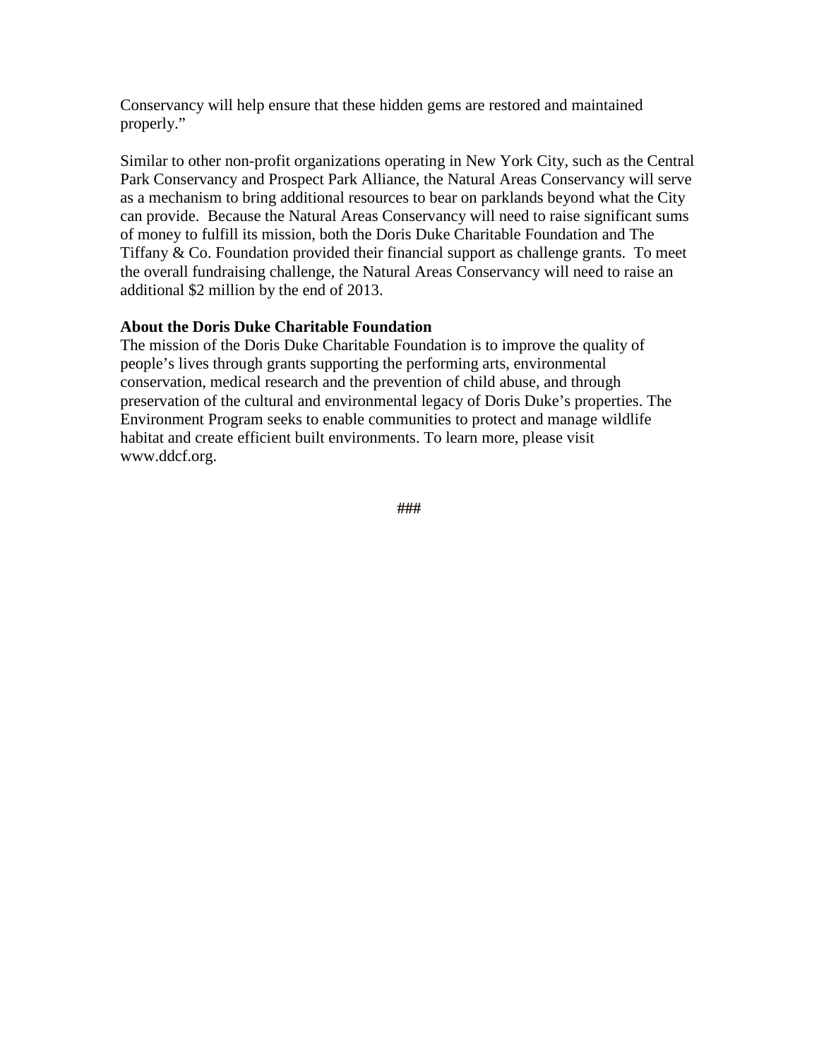Conservancy will help ensure that these hidden gems are restored and maintained properly."

Similar to other non-profit organizations operating in New York City, such as the Central Park Conservancy and Prospect Park Alliance, the Natural Areas Conservancy will serve as a mechanism to bring additional resources to bear on parklands beyond what the City can provide. Because the Natural Areas Conservancy will need to raise significant sums of money to fulfill its mission, both the Doris Duke Charitable Foundation and The Tiffany & Co. Foundation provided their financial support as challenge grants. To meet the overall fundraising challenge, the Natural Areas Conservancy will need to raise an additional $2 million by the end of 2013.

**About the Doris Duke Charitable Foundation**

The mission of the Doris Duke Charitable Foundation is to improve the quality of people's lives through grants supporting the performing arts, environmental conservation, medical research and the prevention of child abuse, and through preservation of the cultural and environmental legacy of Doris Duke's properties. The Environment Program seeks to enable communities to protect and manage wildlife habitat and create efficient built environments. To learn more, please visit www.ddcf.org.

###